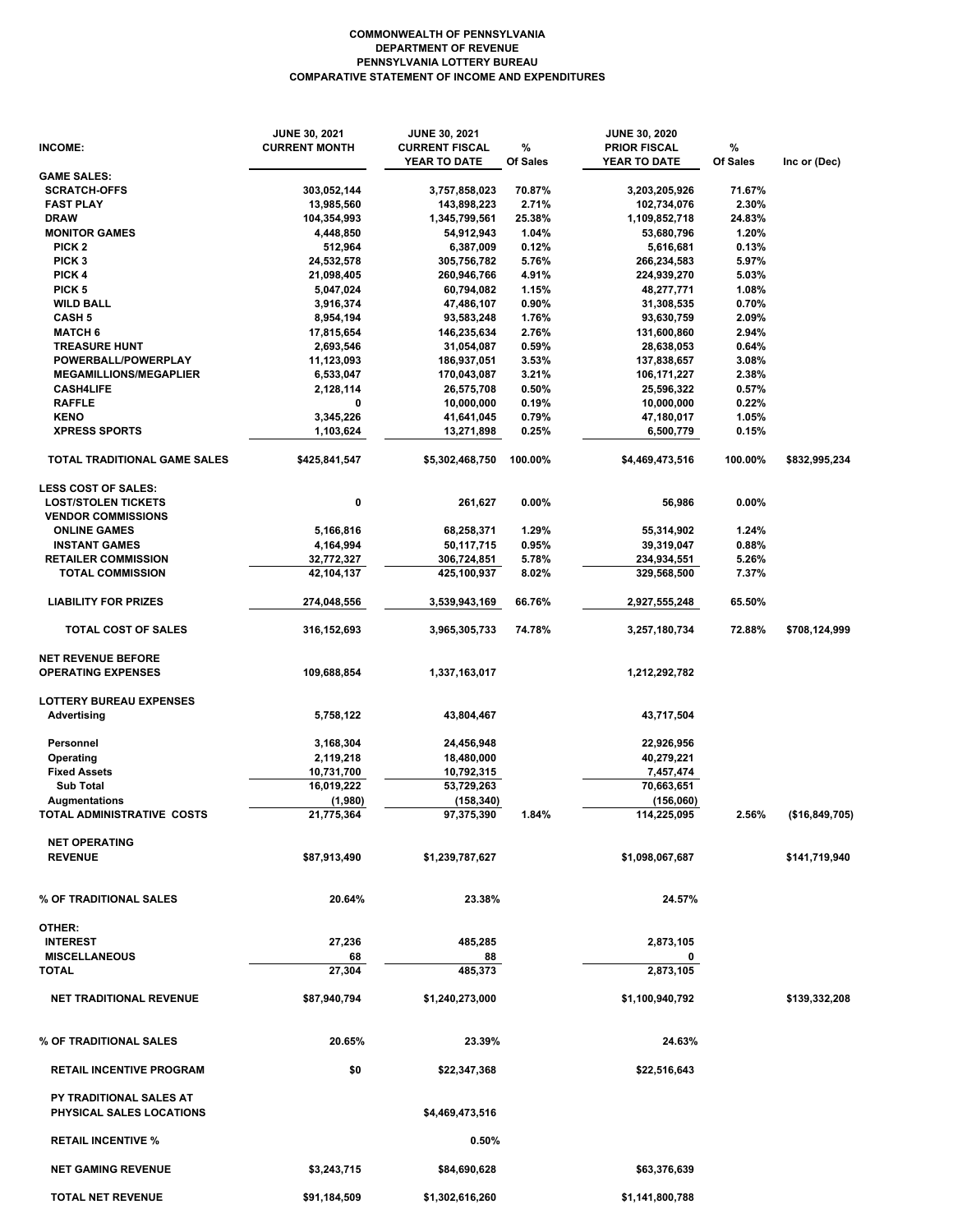**COMMONWEALTH OF PENNSYLVANIA**
**DEPARTMENT OF REVENUE**
**PENNSYLVANIA LOTTERY BUREAU**
**COMPARATIVE STATEMENT OF INCOME AND EXPENDITURES**

| INCOME: | JUNE 30, 2021 CURRENT MONTH | JUNE 30, 2021 CURRENT FISCAL YEAR TO DATE | % Of Sales | JUNE 30, 2020 PRIOR FISCAL YEAR TO DATE | % Of Sales | Inc or (Dec) |
|---|---|---|---|---|---|---|
| **GAME SALES:** | | | | | | |
| SCRATCH-OFFS | 303,052,144 | 3,757,858,023 | 70.87% | 3,203,205,926 | 71.67% | |
| FAST PLAY | 13,985,560 | 143,898,223 | 2.71% | 102,734,076 | 2.30% | |
| DRAW | 104,354,993 | 1,345,799,561 | 25.38% | 1,109,852,718 | 24.83% | |
| MONITOR GAMES | 4,448,850 | 54,912,943 | 1.04% | 53,680,796 | 1.20% | |
| PICK 2 | 512,964 | 6,387,009 | 0.12% | 5,616,681 | 0.13% | |
| PICK 3 | 24,532,578 | 305,756,782 | 5.76% | 266,234,583 | 5.97% | |
| PICK 4 | 21,098,405 | 260,946,766 | 4.91% | 224,939,270 | 5.03% | |
| PICK 5 | 5,047,024 | 60,794,082 | 1.15% | 48,277,771 | 1.08% | |
| WILD BALL | 3,916,374 | 47,486,107 | 0.90% | 31,308,535 | 0.70% | |
| CASH 5 | 8,954,194 | 93,583,248 | 1.76% | 93,630,759 | 2.09% | |
| MATCH 6 | 17,815,654 | 146,235,634 | 2.76% | 131,600,860 | 2.94% | |
| TREASURE HUNT | 2,693,546 | 31,054,087 | 0.59% | 28,638,053 | 0.64% | |
| POWERBALL/POWERPLAY | 11,123,093 | 186,937,051 | 3.53% | 137,838,657 | 3.08% | |
| MEGAMILLIONS/MEGAPLIER | 6,533,047 | 170,043,087 | 3.21% | 106,171,227 | 2.38% | |
| CASH4LIFE | 2,128,114 | 26,575,708 | 0.50% | 25,596,322 | 0.57% | |
| RAFFLE | 0 | 10,000,000 | 0.19% | 10,000,000 | 0.22% | |
| KENO | 3,345,226 | 41,641,045 | 0.79% | 47,180,017 | 1.05% | |
| XPRESS SPORTS | 1,103,624 | 13,271,898 | 0.25% | 6,500,779 | 0.15% | |
| **TOTAL TRADITIONAL GAME SALES** | $425,841,547 | $5,302,468,750 | 100.00% | $4,469,473,516 | 100.00% | $832,995,234 |
| **LESS COST OF SALES:** | | | | | | |
| LOST/STOLEN TICKETS | 0 | 261,627 | 0.00% | 56,986 | 0.00% | |
| VENDOR COMMISSIONS | | | | | | |
| ONLINE GAMES | 5,166,816 | 68,258,371 | 1.29% | 55,314,902 | 1.24% | |
| INSTANT GAMES | 4,164,994 | 50,117,715 | 0.95% | 39,319,047 | 0.88% | |
| RETAILER COMMISSION | 32,772,327 | 306,724,851 | 5.78% | 234,934,551 | 5.26% | |
| TOTAL COMMISSION | 42,104,137 | 425,100,937 | 8.02% | 329,568,500 | 7.37% | |
| LIABILITY FOR PRIZES | 274,048,556 | 3,539,943,169 | 66.76% | 2,927,555,248 | 65.50% | |
| **TOTAL COST OF SALES** | 316,152,693 | 3,965,305,733 | 74.78% | 3,257,180,734 | 72.88% | $708,124,999 |
| **NET REVENUE BEFORE OPERATING EXPENSES** | 109,688,854 | 1,337,163,017 | | 1,212,292,782 | | |
| **LOTTERY BUREAU EXPENSES** | | | | | | |
| Advertising | 5,758,122 | 43,804,467 | | 43,717,504 | | |
| Personnel | 3,168,304 | 24,456,948 | | 22,926,956 | | |
| Operating | 2,119,218 | 18,480,000 | | 40,279,221 | | |
| Fixed Assets | 10,731,700 | 10,792,315 | | 7,457,474 | | |
| Sub Total | 16,019,222 | 53,729,263 | | 70,663,651 | | |
| Augmentations | (1,980) | (158,340) | | (156,060) | | |
| **TOTAL ADMINISTRATIVE COSTS** | 21,775,364 | 97,375,390 | 1.84% | 114,225,095 | 2.56% | ($16,849,705) |
| **NET OPERATING REVENUE** | $87,913,490 | $1,239,787,627 | | $1,098,067,687 | | $141,719,940 |
| **% OF TRADITIONAL SALES** | 20.64% | 23.38% | | 24.57% | | |
| **OTHER:** | | | | | | |
| INTEREST | 27,236 | 485,285 | | 2,873,105 | | |
| MISCELLANEOUS | 68 | 88 | | 0 | | |
| **TOTAL** | 27,304 | 485,373 | | 2,873,105 | | |
| **NET TRADITIONAL REVENUE** | $87,940,794 | $1,240,273,000 | | $1,100,940,792 | | $139,332,208 |
| **% OF TRADITIONAL SALES** | 20.65% | 23.39% | | 24.63% | | |
| **RETAIL INCENTIVE PROGRAM** | $0 | $22,347,368 | | $22,516,643 | | |
| **PY TRADITIONAL SALES AT PHYSICAL SALES LOCATIONS** | | $4,469,473,516 | | | | |
| **RETAIL INCENTIVE %** | | 0.50% | | | | |
| **NET GAMING REVENUE** | $3,243,715 | $84,690,628 | | $63,376,639 | | |
| **TOTAL NET REVENUE** | $91,184,509 | $1,302,616,260 | | $1,141,800,788 | | |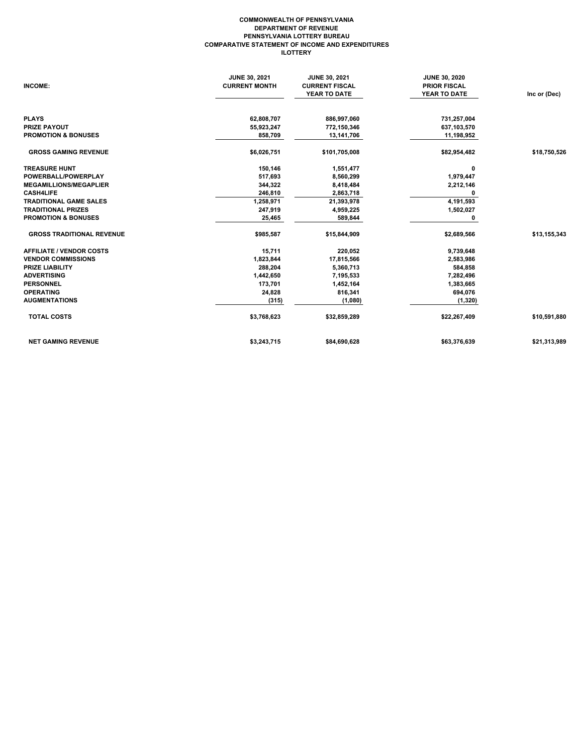**COMMONWEALTH OF PENNSYLVANIA**
**DEPARTMENT OF REVENUE**
**PENNSYLVANIA LOTTERY BUREAU**
**COMPARATIVE STATEMENT OF INCOME AND EXPENDITURES**
**ILOTTERY**

| INCOME: | JUNE 30, 2021 CURRENT MONTH | JUNE 30, 2021 CURRENT FISCAL YEAR TO DATE | JUNE 30, 2020 PRIOR FISCAL YEAR TO DATE | Inc or (Dec) |
|---|---|---|---|---|
| PLAYS | 62,808,707 | 886,997,060 | 731,257,004 | |
| PRIZE PAYOUT | 55,923,247 | 772,150,346 | 637,103,570 | |
| PROMOTION & BONUSES | 858,709 | 13,141,706 | 11,198,952 | |
| GROSS GAMING REVENUE | $6,026,751 | $101,705,008 | $82,954,482 | $18,750,526 |
| TREASURE HUNT | 150,146 | 1,551,477 | 0 | |
| POWERBALL/POWERPLAY | 517,693 | 8,560,299 | 1,979,447 | |
| MEGAMILLIONS/MEGAPLIER | 344,322 | 8,418,484 | 2,212,146 | |
| CASH4LIFE | 246,810 | 2,863,718 | 0 | |
| TRADITIONAL GAME SALES | 1,258,971 | 21,393,978 | 4,191,593 | |
| TRADITIONAL PRIZES | 247,919 | 4,959,225 | 1,502,027 | |
| PROMOTION & BONUSES | 25,465 | 589,844 | 0 | |
| GROSS TRADITIONAL REVENUE | $985,587 | $15,844,909 | $2,689,566 | $13,155,343 |
| AFFILIATE / VENDOR COSTS | 15,711 | 220,052 | 9,739,648 | |
| VENDOR COMMISSIONS | 1,823,844 | 17,815,566 | 2,583,986 | |
| PRIZE LIABILITY | 288,204 | 5,360,713 | 584,858 | |
| ADVERTISING | 1,442,650 | 7,195,533 | 7,282,496 | |
| PERSONNEL | 173,701 | 1,452,164 | 1,383,665 | |
| OPERATING | 24,828 | 816,341 | 694,076 | |
| AUGMENTATIONS | (315) | (1,080) | (1,320) | |
| TOTAL COSTS | $3,768,623 | $32,859,289 | $22,267,409 | $10,591,880 |
| NET GAMING REVENUE | $3,243,715 | $84,690,628 | $63,376,639 | $21,313,989 |